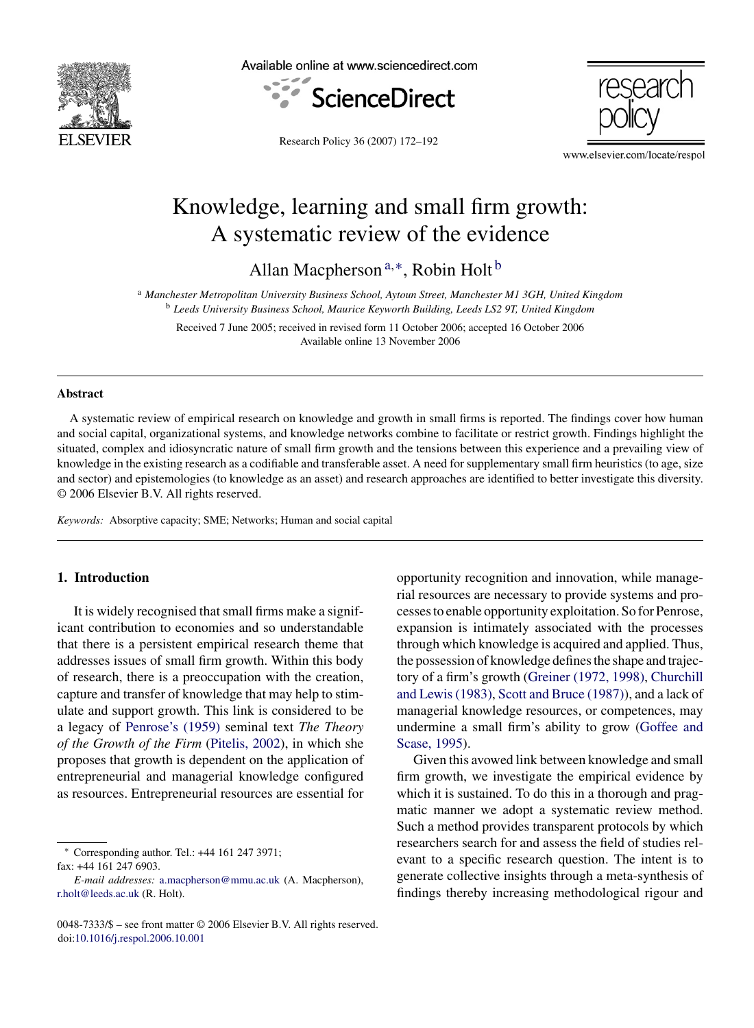# Knowledge, learning and small firm growth: A systematic review of the evidence

Allan Macpherson [a,*], Robin Holt [b]

[a] *Manchester Metropolitan University Business School, Aytoun Street, Manchester M1 3GH, United Kingdom*
[b] *Leeds University Business School, Maurice Keyworth Building, Leeds LS2 9T, United Kingdom*

Received 7 June 2005; received in revised form 11 October 2006; accepted 16 October 2006
Available online 13 November 2006

## Abstract

A systematic review of empirical research on knowledge and growth in small firms is reported. The findings cover how human and social capital, organizational systems, and knowledge networks combine to facilitate or restrict growth. Findings highlight the situated, complex and idiosyncratic nature of small firm growth and the tensions between this experience and a prevailing view of knowledge in the existing research as a codifiable and transferable asset. A need for supplementary small firm heuristics (to age, size and sector) and epistemologies (to knowledge as an asset) and research approaches are identified to better investigate this diversity.
© 2006 Elsevier B.V. All rights reserved.

*Keywords:* Absorptive capacity; SME; Networks; Human and social capital

## 1. Introduction

It is widely recognised that small firms make a significant contribution to economies and so understandable that there is a persistent empirical research theme that addresses issues of small firm growth. Within this body of research, there is a preoccupation with the creation, capture and transfer of knowledge that may help to stimulate and support growth. This link is considered to be a legacy of Penrose's (1959) seminal text *The Theory of the Growth of the Firm* (Pitelis, 2002), in which she proposes that growth is dependent on the application of entrepreneurial and managerial knowledge configured as resources. Entrepreneurial resources are essential for opportunity recognition and innovation, while managerial resources are necessary to provide systems and processes to enable opportunity exploitation. So for Penrose, expansion is intimately associated with the processes through which knowledge is acquired and applied. Thus, the possession of knowledge defines the shape and trajectory of a firm's growth (Greiner (1972, 1998), Churchill and Lewis (1983), Scott and Bruce (1987)), and a lack of managerial knowledge resources, or competences, may undermine a small firm's ability to grow (Goffee and Scase, 1995).

Given this avowed link between knowledge and small firm growth, we investigate the empirical evidence by which it is sustained. To do this in a thorough and pragmatic manner we adopt a systematic review method. Such a method provides transparent protocols by which researchers search for and assess the field of studies relevant to a specific research question. The intent is to generate collective insights through a meta-synthesis of findings thereby increasing methodological rigour and

* Corresponding author. Tel.: +44 161 247 3971; fax: +44 161 247 6903.
*E-mail addresses:* a.macpherson@mmu.ac.uk (A. Macpherson), r.holt@leeds.ac.uk (R. Holt).

0048-7333/$ – see front matter © 2006 Elsevier B.V. All rights reserved.
doi:10.1016/j.respol.2006.10.001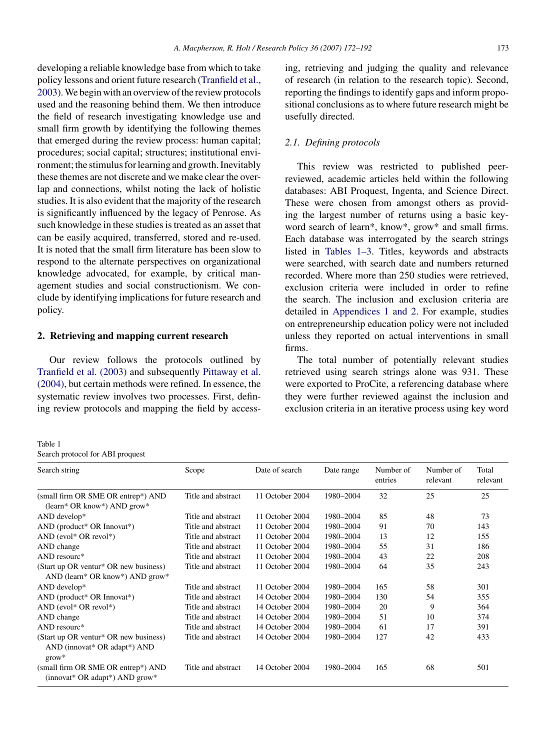developing a reliable knowledge base from which to take policy lessons and orient future research (Tranfield et al., 2003). We begin with an overview of the review protocols used and the reasoning behind them. We then introduce the field of research investigating knowledge use and small firm growth by identifying the following themes that emerged during the review process: human capital; procedures; social capital; structures; institutional environment; the stimulus for learning and growth. Inevitably these themes are not discrete and we make clear the overlap and connections, whilst noting the lack of holistic studies. It is also evident that the majority of the research is significantly influenced by the legacy of Penrose. As such knowledge in these studies is treated as an asset that can be easily acquired, transferred, stored and re-used. It is noted that the small firm literature has been slow to respond to the alternate perspectives on organizational knowledge advocated, for example, by critical management studies and social constructionism. We conclude by identifying implications for future research and policy.

## 2. Retrieving and mapping current research

Our review follows the protocols outlined by Tranfield et al. (2003) and subsequently Pittaway et al. (2004), but certain methods were refined. In essence, the systematic review involves two processes. First, defining review protocols and mapping the field by accessing, retrieving and judging the quality and relevance of research (in relation to the research topic). Second, reporting the findings to identify gaps and inform propositional conclusions as to where future research might be usefully directed.

### 2.1. Defining protocols

This review was restricted to published peer-reviewed, academic articles held within the following databases: ABI Proquest, Ingenta, and Science Direct. These were chosen from amongst others as providing the largest number of returns using a basic keyword search of learn*, know*, grow* and small firms. Each database was interrogated by the search strings listed in Tables 1–3. Titles, keywords and abstracts were searched, with search date and numbers returned recorded. Where more than 250 studies were retrieved, exclusion criteria were included in order to refine the search. The inclusion and exclusion criteria are detailed in Appendices 1 and 2. For example, studies on entrepreneurship education policy were not included unless they reported on actual interventions in small firms.

The total number of potentially relevant studies retrieved using search strings alone was 931. These were exported to ProCite, a referencing database where they were further reviewed against the inclusion and exclusion criteria in an iterative process using key word

Table 1
Search protocol for ABI proquest

| Search string | Scope | Date of search | Date range | Number of entries | Number of relevant | Total relevant |
|---|---|---|---|---|---|---|
| (small firm OR SME OR entrep*) AND (learn* OR know*) AND grow* | Title and abstract | 11 October 2004 | 1980–2004 | 32 | 25 | 25 |
| AND develop* | Title and abstract | 11 October 2004 | 1980–2004 | 85 | 48 | 73 |
| AND (product* OR Innovat*) | Title and abstract | 11 October 2004 | 1980–2004 | 91 | 70 | 143 |
| AND (evol* OR revol*) | Title and abstract | 11 October 2004 | 1980–2004 | 13 | 12 | 155 |
| AND change | Title and abstract | 11 October 2004 | 1980–2004 | 55 | 31 | 186 |
| AND resourc* | Title and abstract | 11 October 2004 | 1980–2004 | 43 | 22 | 208 |
| (Start up OR ventur* OR new business) AND (learn* OR know*) AND grow* | Title and abstract | 11 October 2004 | 1980–2004 | 64 | 35 | 243 |
| AND develop* | Title and abstract | 11 October 2004 | 1980–2004 | 165 | 58 | 301 |
| AND (product* OR Innovat*) | Title and abstract | 14 October 2004 | 1980–2004 | 130 | 54 | 355 |
| AND (evol* OR revol*) | Title and abstract | 14 October 2004 | 1980–2004 | 20 | 9 | 364 |
| AND change | Title and abstract | 14 October 2004 | 1980–2004 | 51 | 10 | 374 |
| AND resourc* | Title and abstract | 14 October 2004 | 1980–2004 | 61 | 17 | 391 |
| (Start up OR ventur* OR new business) AND (innovat* OR adapt*) AND grow* | Title and abstract | 14 October 2004 | 1980–2004 | 127 | 42 | 433 |
| (small firm OR SME OR entrep*) AND (innovat* OR adapt*) AND grow* | Title and abstract | 14 October 2004 | 1980–2004 | 165 | 68 | 501 |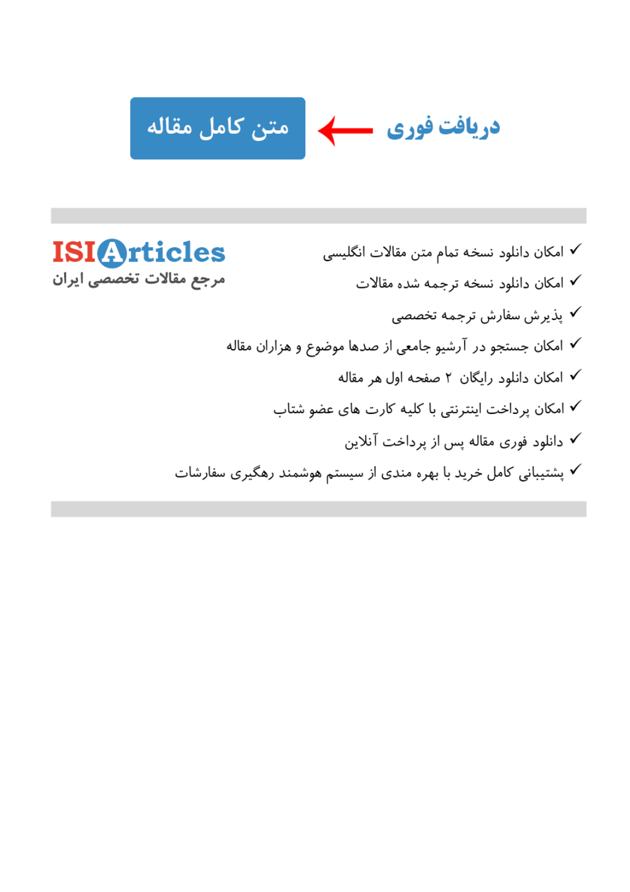دریافت فوری ← متن کامل مقاله

**ISIArticles**
مرجع مقالات تخصصی ایران

- ✓ امکان دانلود نسخه تمام متن مقالات انگلیسی
- ✓ امکان دانلود نسخه ترجمه شده مقالات
- ✓ پذیرش سفارش ترجمه تخصصی
- ✓ امکان جستجو در آرشیو جامعی از صدها موضوع و هزاران مقاله
- ✓ امکان دانلود رایگان ۲ صفحه اول هر مقاله
- ✓ امکان پرداخت اینترنتی با کلیه کارت های عضو شتاب
- ✓ دانلود فوری مقاله پس از پرداخت آنلاین
- ✓ پشتیبانی کامل خرید با بهره مندی از سیستم هوشمند رهگیری سفارشات